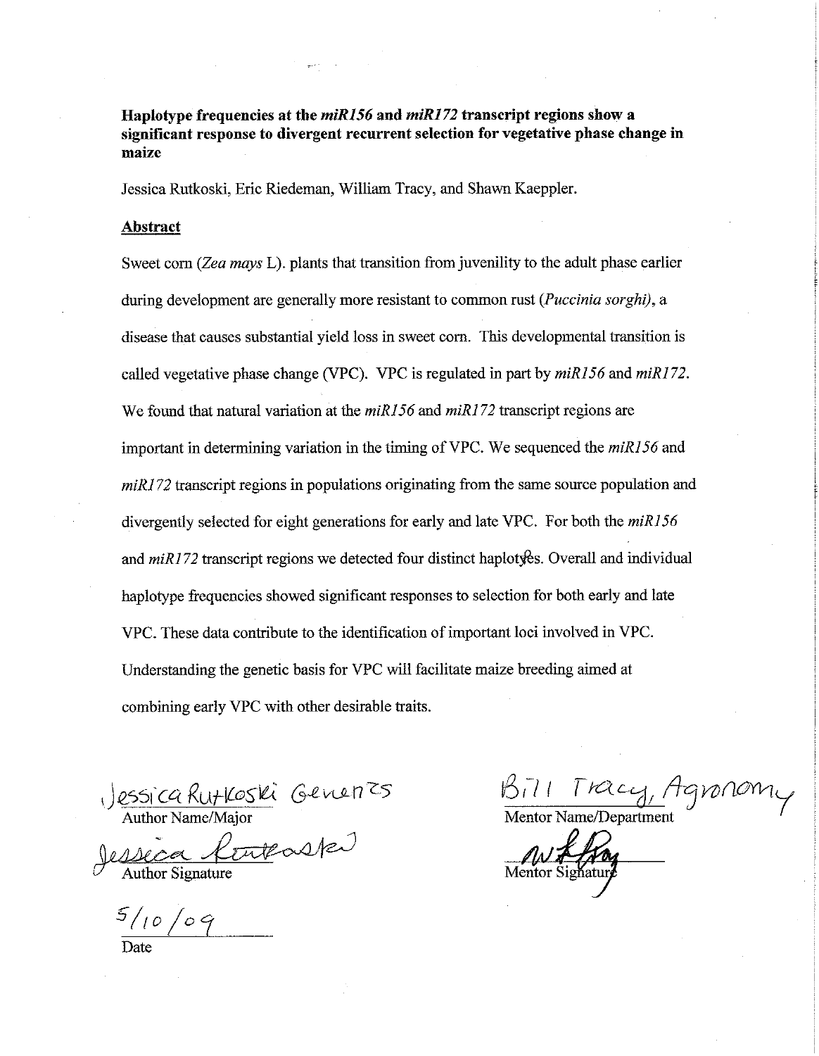**Haplotype frequencies at the *miR156* and *miR172* transcript regions show a significant response to divergent recurrent selection for vegetative phase change in maize**

Jessica Rutkoski, Eric Riedeman, William Tracy, and Shawn Kaeppler.

## Abstract

Sweet corn (*Zea mays* L). plants that transition from juvenility to the adult phase earlier during development are generally more resistant to common rust (*Puccinia sorghi*), a disease that causes substantial yield loss in sweet corn. This developmental transition is called vegetative phase change (VPC). VPC is regulated in part by *miR156* and *miR172*. We found that natural variation at the *miR156* and *miR172* transcript regions are important in determining variation in the timing of VPC. We sequenced the *miR156* and *miR172* transcript regions in populations originating from the same source population and divergently selected for eight generations for early and late VPC. For both the *miR156* and *miR172* transcript regions we detected four distinct haplotypes. Overall and individual haplotype frequencies showed significant responses to selection for both early and late VPC. These data contribute to the identification of important loci involved in VPC. Understanding the genetic basis for VPC will facilitate maize breeding aimed at combining early VPC with other desirable traits.

Jessica Rutkoski Genetics
Author Name/Major

Jessica Rutkoski
Author Signature

5/10/09
Date

Bill Tracy, Agronomy
Mentor Name/Department

Mentor Signature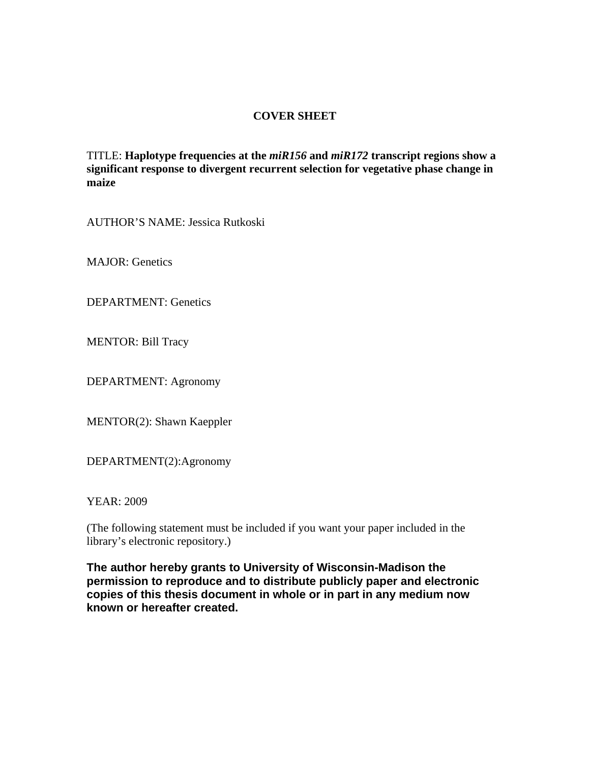# COVER SHEET

TITLE: **Haplotype frequencies at the *miR156* and *miR172* transcript regions show a significant response to divergent recurrent selection for vegetative phase change in maize**

AUTHOR'S NAME: Jessica Rutkoski

MAJOR: Genetics

DEPARTMENT: Genetics

MENTOR: Bill Tracy

DEPARTMENT: Agronomy

MENTOR(2): Shawn Kaeppler

DEPARTMENT(2):Agronomy

YEAR: 2009

(The following statement must be included if you want your paper included in the library's electronic repository.)

**The author hereby grants to University of Wisconsin-Madison the permission to reproduce and to distribute publicly paper and electronic copies of this thesis document in whole or in part in any medium now known or hereafter created.**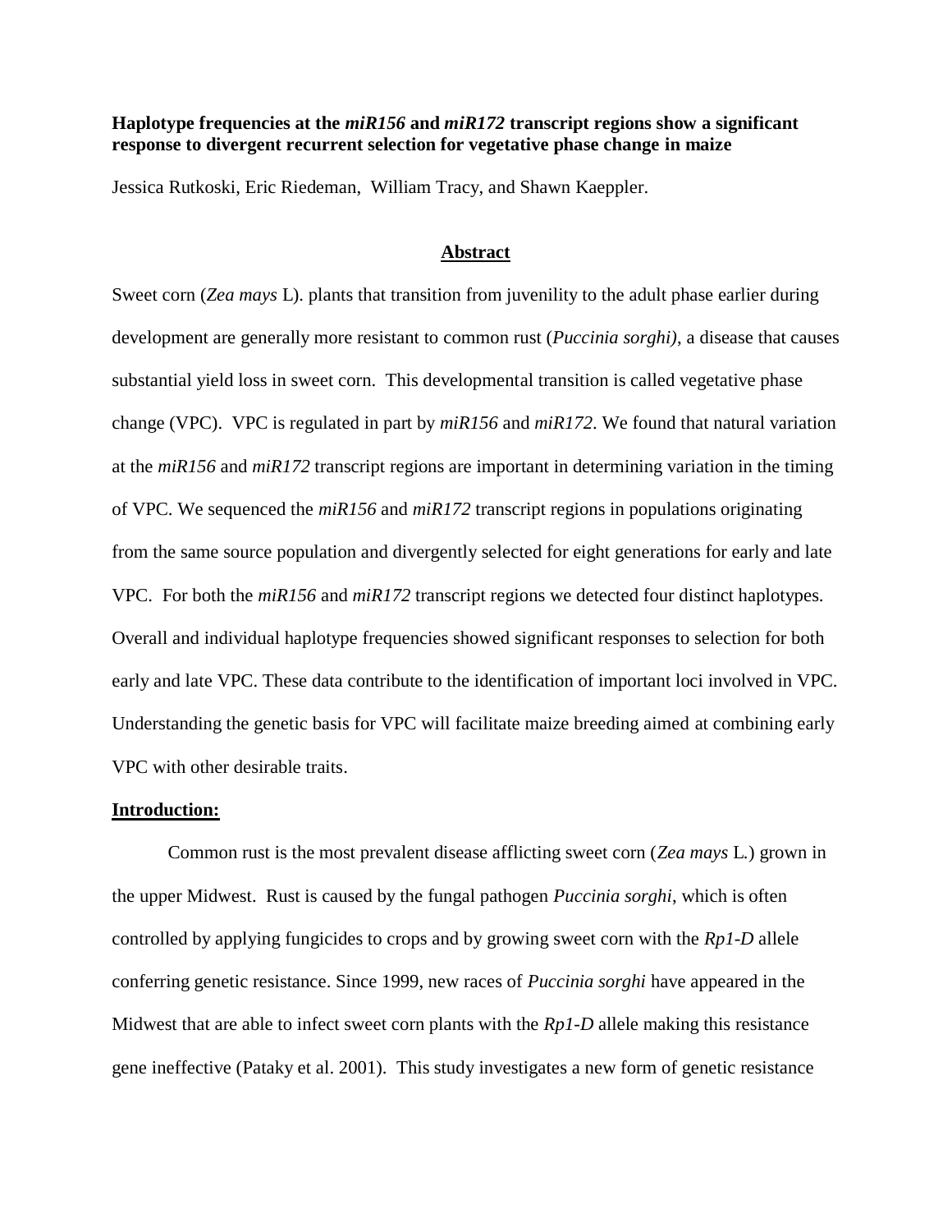**Haplotype frequencies at the *miR156* and *miR172* transcript regions show a significant response to divergent recurrent selection for vegetative phase change in maize**

Jessica Rutkoski, Eric Riedeman, William Tracy, and Shawn Kaeppler.

## Abstract

Sweet corn (*Zea mays* L). plants that transition from juvenility to the adult phase earlier during development are generally more resistant to common rust (*Puccinia sorghi)*, a disease that causes substantial yield loss in sweet corn. This developmental transition is called vegetative phase change (VPC). VPC is regulated in part by *miR156* and *miR172*. We found that natural variation at the *miR156* and *miR172* transcript regions are important in determining variation in the timing of VPC. We sequenced the *miR156* and *miR172* transcript regions in populations originating from the same source population and divergently selected for eight generations for early and late VPC. For both the *miR156* and *miR172* transcript regions we detected four distinct haplotypes. Overall and individual haplotype frequencies showed significant responses to selection for both early and late VPC. These data contribute to the identification of important loci involved in VPC. Understanding the genetic basis for VPC will facilitate maize breeding aimed at combining early VPC with other desirable traits.

## Introduction:

Common rust is the most prevalent disease afflicting sweet corn (*Zea mays* L.) grown in the upper Midwest. Rust is caused by the fungal pathogen *Puccinia sorghi*, which is often controlled by applying fungicides to crops and by growing sweet corn with the *Rp1-D* allele conferring genetic resistance. Since 1999, new races of *Puccinia sorghi* have appeared in the Midwest that are able to infect sweet corn plants with the *Rp1-D* allele making this resistance gene ineffective (Pataky et al. 2001). This study investigates a new form of genetic resistance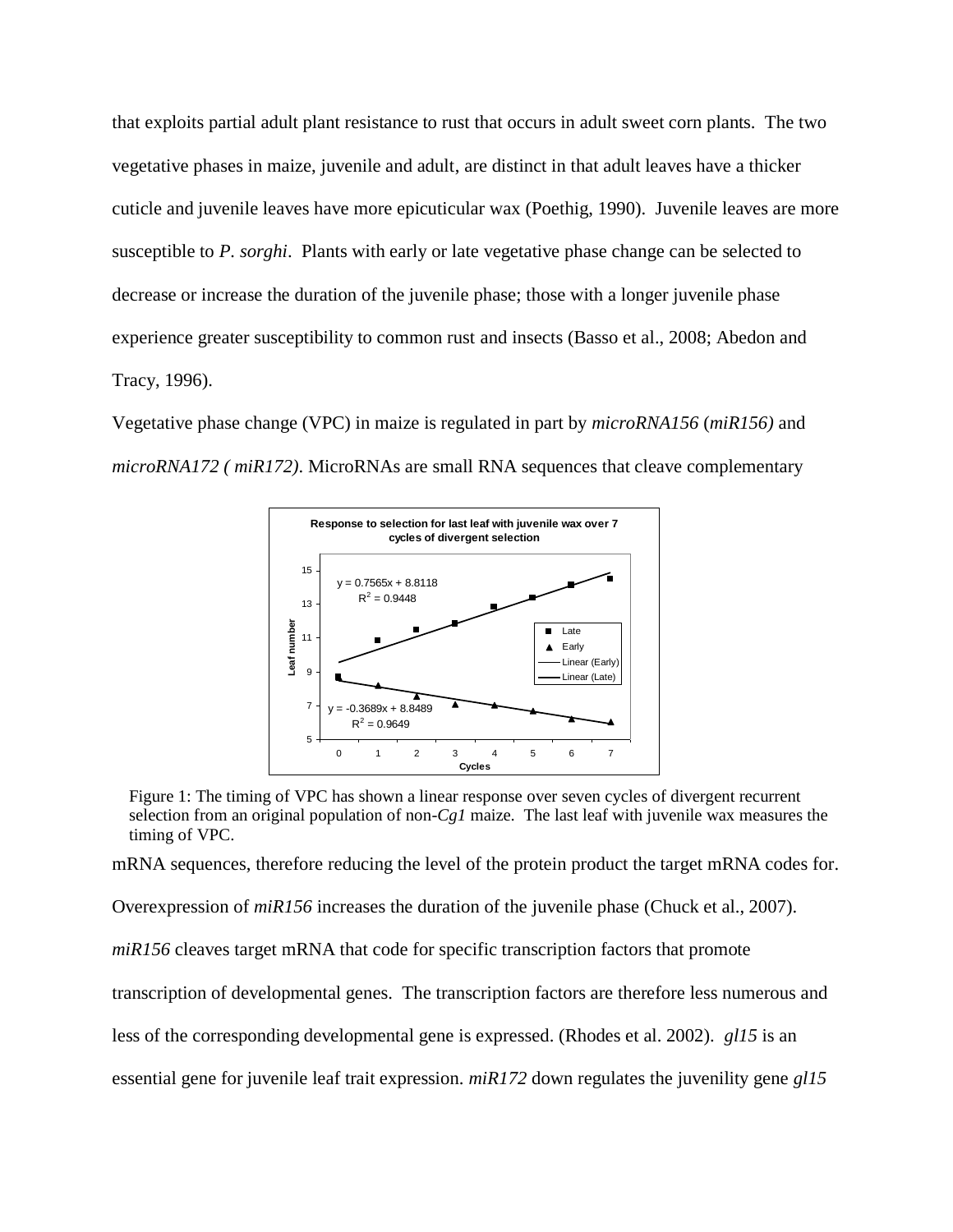that exploits partial adult plant resistance to rust that occurs in adult sweet corn plants. The two vegetative phases in maize, juvenile and adult, are distinct in that adult leaves have a thicker cuticle and juvenile leaves have more epicuticular wax (Poethig, 1990). Juvenile leaves are more susceptible to *P. sorghi*. Plants with early or late vegetative phase change can be selected to decrease or increase the duration of the juvenile phase; those with a longer juvenile phase experience greater susceptibility to common rust and insects (Basso et al., 2008; Abedon and Tracy, 1996).

Vegetative phase change (VPC) in maize is regulated in part by *microRNA156* (*miR156)* and *microRNA172 ( miR172)*. MicroRNAs are small RNA sequences that cleave complementary

Figure 1: The timing of VPC has shown a linear response over seven cycles of divergent recurrent selection from an original population of non-*Cg1* maize. The last leaf with juvenile wax measures the timing of VPC.

mRNA sequences, therefore reducing the level of the protein product the target mRNA codes for. Overexpression of *miR156* increases the duration of the juvenile phase (Chuck et al., 2007). *miR156* cleaves target mRNA that code for specific transcription factors that promote transcription of developmental genes. The transcription factors are therefore less numerous and less of the corresponding developmental gene is expressed. (Rhodes et al. 2002). *gl15* is an essential gene for juvenile leaf trait expression. *miR172* down regulates the juvenility gene *gl15*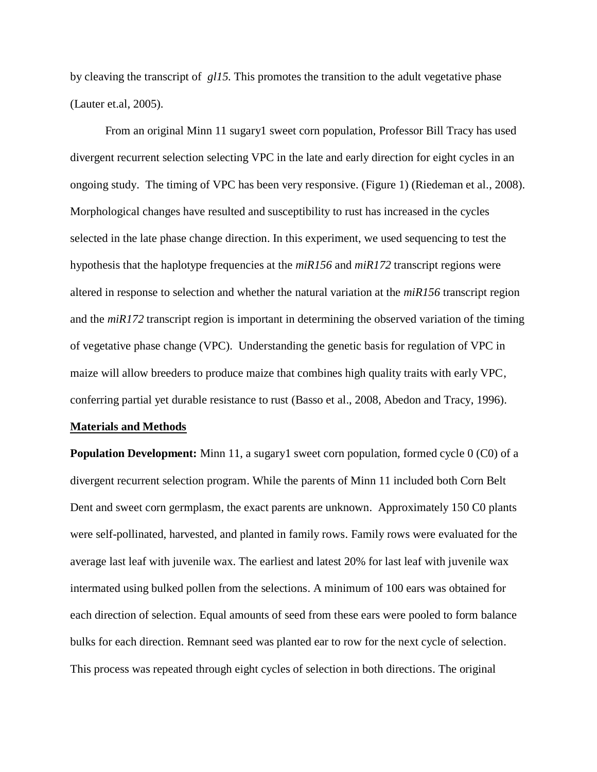by cleaving the transcript of *gl15.* This promotes the transition to the adult vegetative phase (Lauter et.al, 2005).

From an original Minn 11 sugary1 sweet corn population, Professor Bill Tracy has used divergent recurrent selection selecting VPC in the late and early direction for eight cycles in an ongoing study. The timing of VPC has been very responsive. (Figure 1) (Riedeman et al., 2008). Morphological changes have resulted and susceptibility to rust has increased in the cycles selected in the late phase change direction. In this experiment, we used sequencing to test the hypothesis that the haplotype frequencies at the *miR156* and *miR172* transcript regions were altered in response to selection and whether the natural variation at the *miR156* transcript region and the *miR172* transcript region is important in determining the observed variation of the timing of vegetative phase change (VPC). Understanding the genetic basis for regulation of VPC in maize will allow breeders to produce maize that combines high quality traits with early VPC, conferring partial yet durable resistance to rust (Basso et al., 2008, Abedon and Tracy, 1996).

## Materials and Methods

**Population Development:** Minn 11, a sugary1 sweet corn population, formed cycle 0 (C0) of a divergent recurrent selection program. While the parents of Minn 11 included both Corn Belt Dent and sweet corn germplasm, the exact parents are unknown. Approximately 150 C0 plants were self-pollinated, harvested, and planted in family rows. Family rows were evaluated for the average last leaf with juvenile wax. The earliest and latest 20% for last leaf with juvenile wax intermated using bulked pollen from the selections. A minimum of 100 ears was obtained for each direction of selection. Equal amounts of seed from these ears were pooled to form balance bulks for each direction. Remnant seed was planted ear to row for the next cycle of selection. This process was repeated through eight cycles of selection in both directions. The original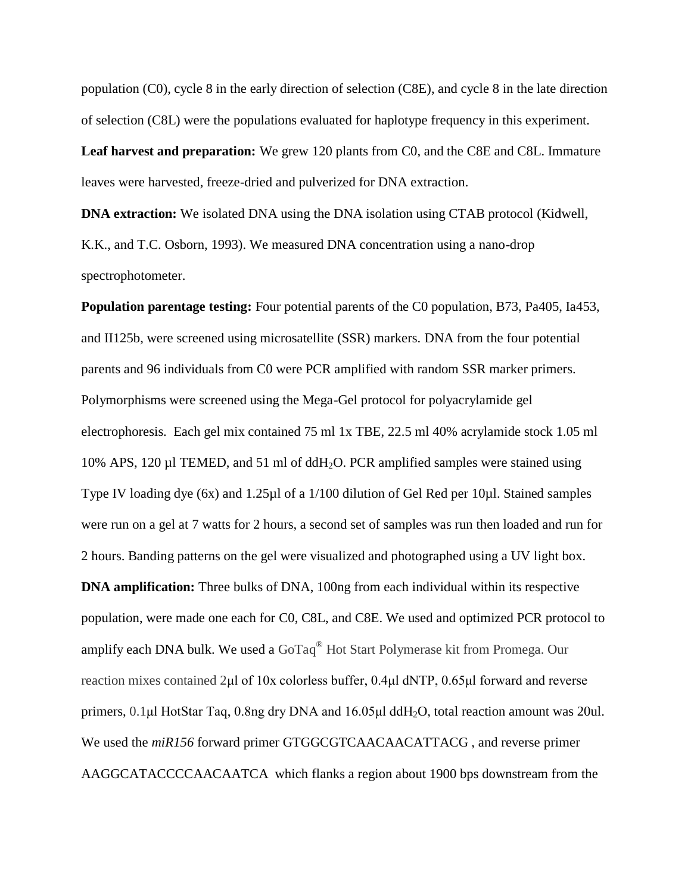population (C0), cycle 8 in the early direction of selection (C8E), and cycle 8 in the late direction of selection (C8L) were the populations evaluated for haplotype frequency in this experiment.

**Leaf harvest and preparation:** We grew 120 plants from C0, and the C8E and C8L. Immature leaves were harvested, freeze-dried and pulverized for DNA extraction.

**DNA extraction:** We isolated DNA using the DNA isolation using CTAB protocol (Kidwell, K.K., and T.C. Osborn, 1993). We measured DNA concentration using a nano-drop spectrophotometer.

**Population parentage testing:** Four potential parents of the C0 population, B73, Pa405, Ia453, and II125b, were screened using microsatellite (SSR) markers. DNA from the four potential parents and 96 individuals from C0 were PCR amplified with random SSR marker primers. Polymorphisms were screened using the Mega-Gel protocol for polyacrylamide gel electrophoresis. Each gel mix contained 75 ml 1x TBE, 22.5 ml 40% acrylamide stock 1.05 ml 10% APS, 120 µl TEMED, and 51 ml of $ddH_2O$. PCR amplified samples were stained using Type IV loading dye (6x) and 1.25µl of a 1/100 dilution of Gel Red per 10µl. Stained samples were run on a gel at 7 watts for 2 hours, a second set of samples was run then loaded and run for 2 hours. Banding patterns on the gel were visualized and photographed using a UV light box.

**DNA amplification:** Three bulks of DNA, 100ng from each individual within its respective population, were made one each for C0, C8L, and C8E. We used and optimized PCR protocol to amplify each DNA bulk. We used a GoTaq® Hot Start Polymerase kit from Promega. Our reaction mixes contained 2µl of 10x colorless buffer, 0.4µl dNTP, 0.65µl forward and reverse primers, 0.1µl HotStar Taq, 0.8ng dry DNA and 16.05µl $ddH_2O$, total reaction amount was 20ul. We used the *miR156* forward primer GTGGCGTCAACAACATTACG , and reverse primer AAGGCATACCCCAACAATCA which flanks a region about 1900 bps downstream from the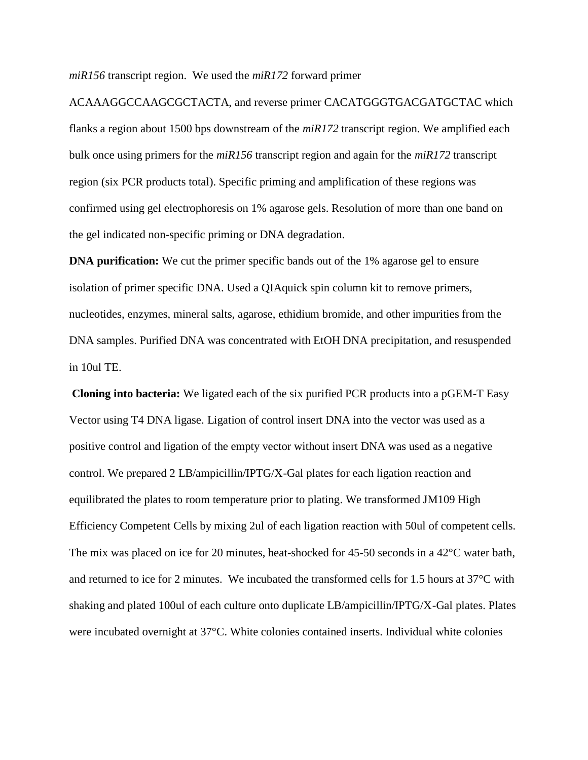*miR156* transcript region. We used the *miR172* forward primer ACAAAGGCCAAGCGCTACTA, and reverse primer CACATGGGTGACGATGCTAC which flanks a region about 1500 bps downstream of the *miR172* transcript region. We amplified each bulk once using primers for the *miR156* transcript region and again for the *miR172* transcript region (six PCR products total). Specific priming and amplification of these regions was confirmed using gel electrophoresis on 1% agarose gels. Resolution of more than one band on the gel indicated non-specific priming or DNA degradation.

**DNA purification:** We cut the primer specific bands out of the 1% agarose gel to ensure isolation of primer specific DNA. Used a QIAquick spin column kit to remove primers, nucleotides, enzymes, mineral salts, agarose, ethidium bromide, and other impurities from the DNA samples. Purified DNA was concentrated with EtOH DNA precipitation, and resuspended in 10ul TE.

**Cloning into bacteria:** We ligated each of the six purified PCR products into a pGEM-T Easy Vector using T4 DNA ligase. Ligation of control insert DNA into the vector was used as a positive control and ligation of the empty vector without insert DNA was used as a negative control. We prepared 2 LB/ampicillin/IPTG/X-Gal plates for each ligation reaction and equilibrated the plates to room temperature prior to plating. We transformed JM109 High Efficiency Competent Cells by mixing 2ul of each ligation reaction with 50ul of competent cells. The mix was placed on ice for 20 minutes, heat-shocked for 45-50 seconds in a 42°C water bath, and returned to ice for 2 minutes. We incubated the transformed cells for 1.5 hours at 37°C with shaking and plated 100ul of each culture onto duplicate LB/ampicillin/IPTG/X-Gal plates. Plates were incubated overnight at 37°C. White colonies contained inserts. Individual white colonies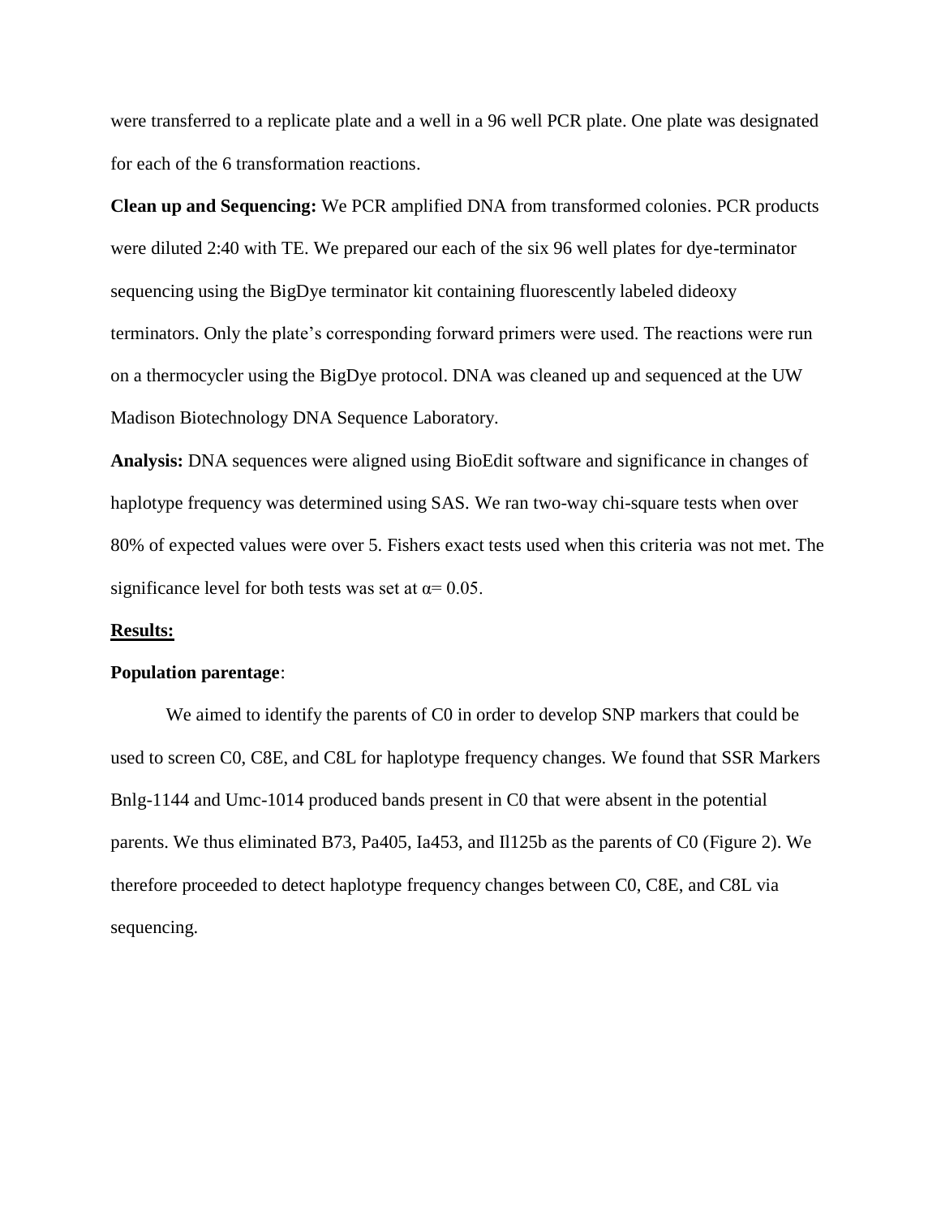were transferred to a replicate plate and a well in a 96 well PCR plate. One plate was designated for each of the 6 transformation reactions.

**Clean up and Sequencing:** We PCR amplified DNA from transformed colonies. PCR products were diluted 2:40 with TE. We prepared our each of the six 96 well plates for dye-terminator sequencing using the BigDye terminator kit containing fluorescently labeled dideoxy terminators. Only the plate's corresponding forward primers were used. The reactions were run on a thermocycler using the BigDye protocol. DNA was cleaned up and sequenced at the UW Madison Biotechnology DNA Sequence Laboratory.

**Analysis:** DNA sequences were aligned using BioEdit software and significance in changes of haplotype frequency was determined using SAS. We ran two-way chi-square tests when over 80% of expected values were over 5. Fishers exact tests used when this criteria was not met. The significance level for both tests was set at $\alpha = 0.05$.

## Results:

**Population parentage**:

We aimed to identify the parents of C0 in order to develop SNP markers that could be used to screen C0, C8E, and C8L for haplotype frequency changes. We found that SSR Markers Bnlg-1144 and Umc-1014 produced bands present in C0 that were absent in the potential parents. We thus eliminated B73, Pa405, Ia453, and Il125b as the parents of C0 (Figure 2). We therefore proceeded to detect haplotype frequency changes between C0, C8E, and C8L via sequencing.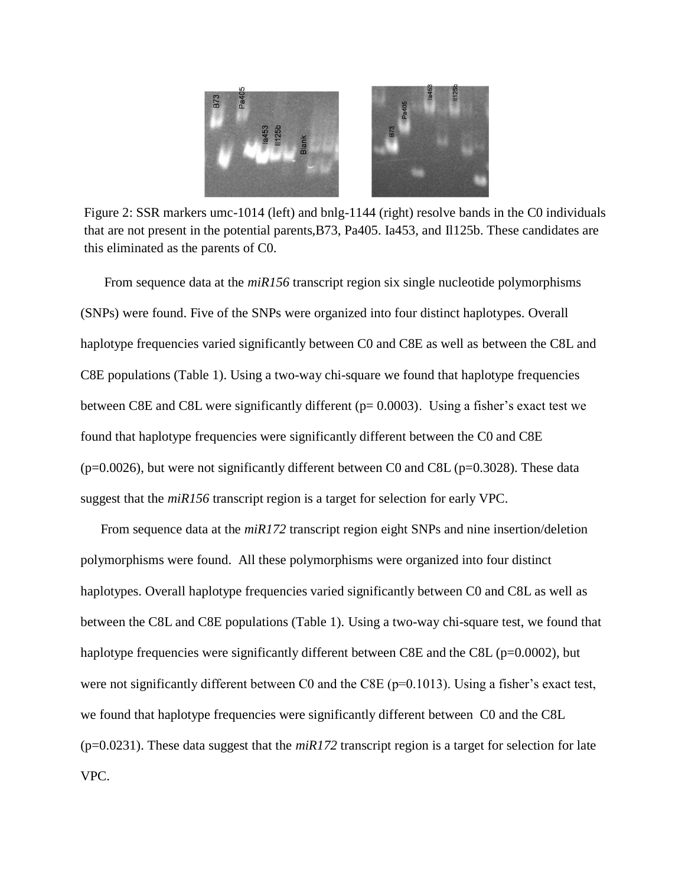Figure 2: SSR markers umc-1014 (left) and bnlg-1144 (right) resolve bands in the C0 individuals that are not present in the potential parents,B73, Pa405. Ia453, and Il125b. These candidates are this eliminated as the parents of C0.

From sequence data at the *miR156* transcript region six single nucleotide polymorphisms (SNPs) were found. Five of the SNPs were organized into four distinct haplotypes. Overall haplotype frequencies varied significantly between C0 and C8E as well as between the C8L and C8E populations (Table 1). Using a two-way chi-square we found that haplotype frequencies between C8E and C8L were significantly different (p= 0.0003). Using a fisher's exact test we found that haplotype frequencies were significantly different between the C0 and C8E (p=0.0026), but were not significantly different between C0 and C8L (p=0.3028). These data suggest that the *miR156* transcript region is a target for selection for early VPC.

From sequence data at the *miR172* transcript region eight SNPs and nine insertion/deletion polymorphisms were found. All these polymorphisms were organized into four distinct haplotypes. Overall haplotype frequencies varied significantly between C0 and C8L as well as between the C8L and C8E populations (Table 1). Using a two-way chi-square test, we found that haplotype frequencies were significantly different between C8E and the C8L (p=0.0002), but were not significantly different between C0 and the C8E (p=0.1013). Using a fisher's exact test, we found that haplotype frequencies were significantly different between C0 and the C8L (p=0.0231). These data suggest that the *miR172* transcript region is a target for selection for late VPC.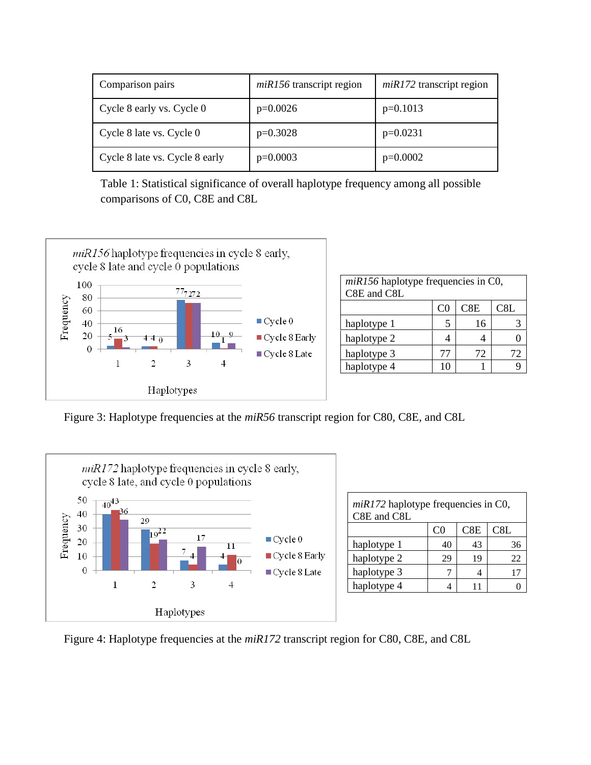| Comparison pairs | *miR156* transcript region | *miR172* transcript region |
|---|---|---|
| Cycle 8 early vs. Cycle 0 | p=0.0026 | p=0.1013 |
| Cycle 8 late vs. Cycle 0 | p=0.3028 | p=0.0231 |
| Cycle 8 late vs. Cycle 8 early | p=0.0003 | p=0.0002 |

Table 1: Statistical significance of overall haplotype frequency among all possible comparisons of C0, C8E and C8L

*miR156* haplotype frequencies in cycle 8 early, cycle 8 late and cycle 0 populations

| *miR156* haplotype frequencies in C0, C8E and C8L | C0 | C8E | C8L |
|---|---|---|---|
| haplotype 1 | 5 | 16 | 3 |
| haplotype 2 | 4 | 4 | 0 |
| haplotype 3 | 77 | 72 | 72 |
| haplotype 4 | 10 | 1 | 9 |

Figure 3: Haplotype frequencies at the ***miR56*** transcript region for C80, C8E, and C8L

*miR172* haplotype frequencies in cycle 8 early, cycle 8 late, and cycle 0 populations

| *miR172* haplotype frequencies in C0, C8E and C8L | C0 | C8E | C8L |
|---|---|---|---|
| haplotype 1 | 40 | 43 | 36 |
| haplotype 2 | 29 | 19 | 22 |
| haplotype 3 | 7 | 4 | 17 |
| haplotype 4 | 4 | 11 | 0 |

Figure 4: Haplotype frequencies at the ***miR172*** transcript region for C80, C8E, and C8L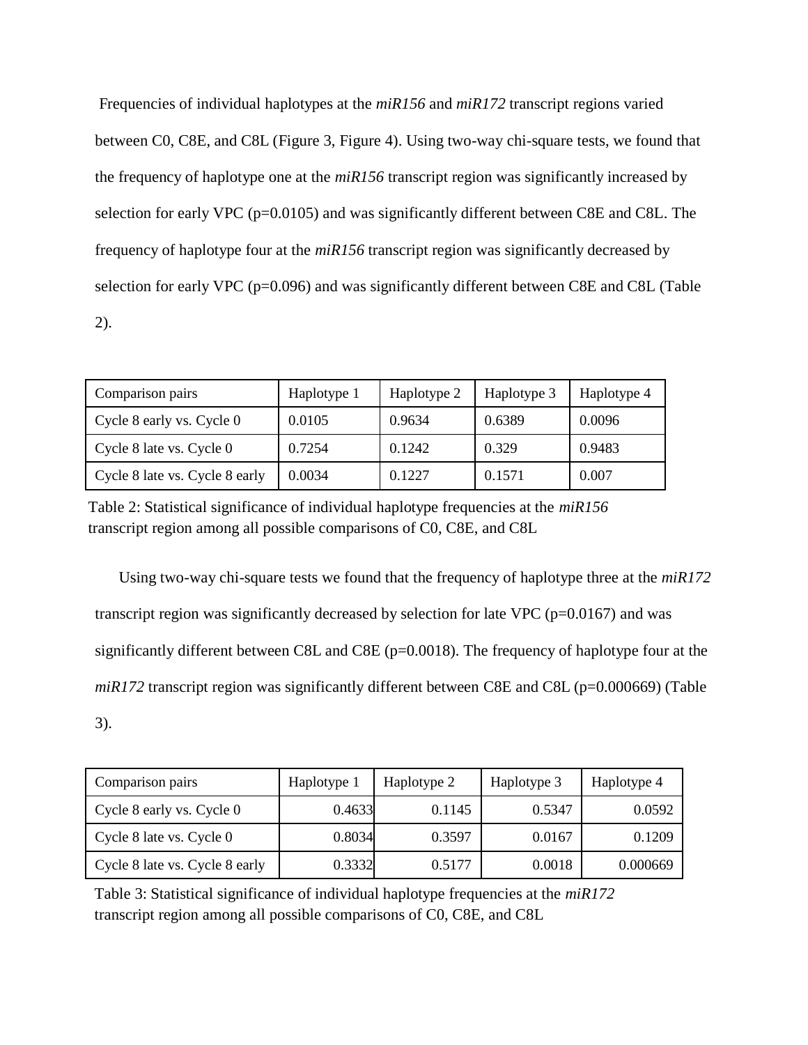Frequencies of individual haplotypes at the *miR156* and *miR172* transcript regions varied between C0, C8E, and C8L (Figure 3, Figure 4). Using two-way chi-square tests, we found that the frequency of haplotype one at the *miR156* transcript region was significantly increased by selection for early VPC (p=0.0105) and was significantly different between C8E and C8L. The frequency of haplotype four at the *miR156* transcript region was significantly decreased by selection for early VPC (p=0.096) and was significantly different between C8E and C8L (Table 2).

| Comparison pairs | Haplotype 1 | Haplotype 2 | Haplotype 3 | Haplotype 4 |
|---|---|---|---|---|
| Cycle 8 early vs. Cycle 0 | 0.0105 | 0.9634 | 0.6389 | 0.0096 |
| Cycle 8 late vs. Cycle 0 | 0.7254 | 0.1242 | 0.329 | 0.9483 |
| Cycle 8 late vs. Cycle 8 early | 0.0034 | 0.1227 | 0.1571 | 0.007 |

Table 2: Statistical significance of individual haplotype frequencies at the *miR156* transcript region among all possible comparisons of C0, C8E, and C8L

Using two-way chi-square tests we found that the frequency of haplotype three at the *miR172* transcript region was significantly decreased by selection for late VPC (p=0.0167) and was significantly different between C8L and C8E (p=0.0018). The frequency of haplotype four at the *miR172* transcript region was significantly different between C8E and C8L (p=0.000669) (Table 3).

| Comparison pairs | Haplotype 1 | Haplotype 2 | Haplotype 3 | Haplotype 4 |
|---|---|---|---|---|
| Cycle 8 early vs. Cycle 0 | 0.4633 | 0.1145 | 0.5347 | 0.0592 |
| Cycle 8 late vs. Cycle 0 | 0.8034 | 0.3597 | 0.0167 | 0.1209 |
| Cycle 8 late vs. Cycle 8 early | 0.3332 | 0.5177 | 0.0018 | 0.000669 |

Table 3: Statistical significance of individual haplotype frequencies at the *miR172* transcript region among all possible comparisons of C0, C8E, and C8L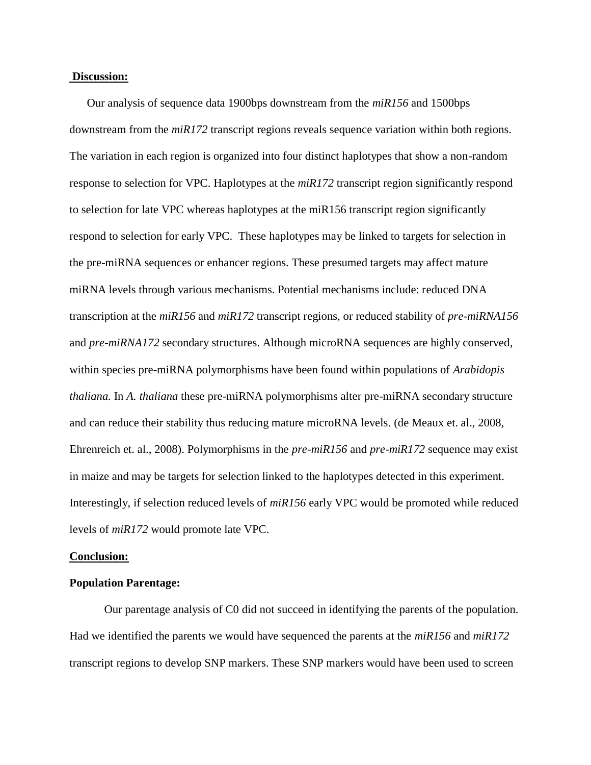## Discussion:

Our analysis of sequence data 1900bps downstream from the *miR156* and 1500bps downstream from the *miR172* transcript regions reveals sequence variation within both regions. The variation in each region is organized into four distinct haplotypes that show a non-random response to selection for VPC. Haplotypes at the *miR172* transcript region significantly respond to selection for late VPC whereas haplotypes at the miR156 transcript region significantly respond to selection for early VPC. These haplotypes may be linked to targets for selection in the pre-miRNA sequences or enhancer regions. These presumed targets may affect mature miRNA levels through various mechanisms. Potential mechanisms include: reduced DNA transcription at the *miR156* and *miR172* transcript regions, or reduced stability of *pre-miRNA156* and *pre-miRNA172* secondary structures. Although microRNA sequences are highly conserved, within species pre-miRNA polymorphisms have been found within populations of *Arabidopis thaliana.* In *A. thaliana* these pre-miRNA polymorphisms alter pre-miRNA secondary structure and can reduce their stability thus reducing mature microRNA levels. (de Meaux et. al., 2008, Ehrenreich et. al., 2008). Polymorphisms in the *pre-miR156* and *pre-miR172* sequence may exist in maize and may be targets for selection linked to the haplotypes detected in this experiment. Interestingly, if selection reduced levels of *miR156* early VPC would be promoted while reduced levels of *miR172* would promote late VPC.

## Conclusion:

### Population Parentage:

Our parentage analysis of C0 did not succeed in identifying the parents of the population. Had we identified the parents we would have sequenced the parents at the *miR156* and *miR172* transcript regions to develop SNP markers. These SNP markers would have been used to screen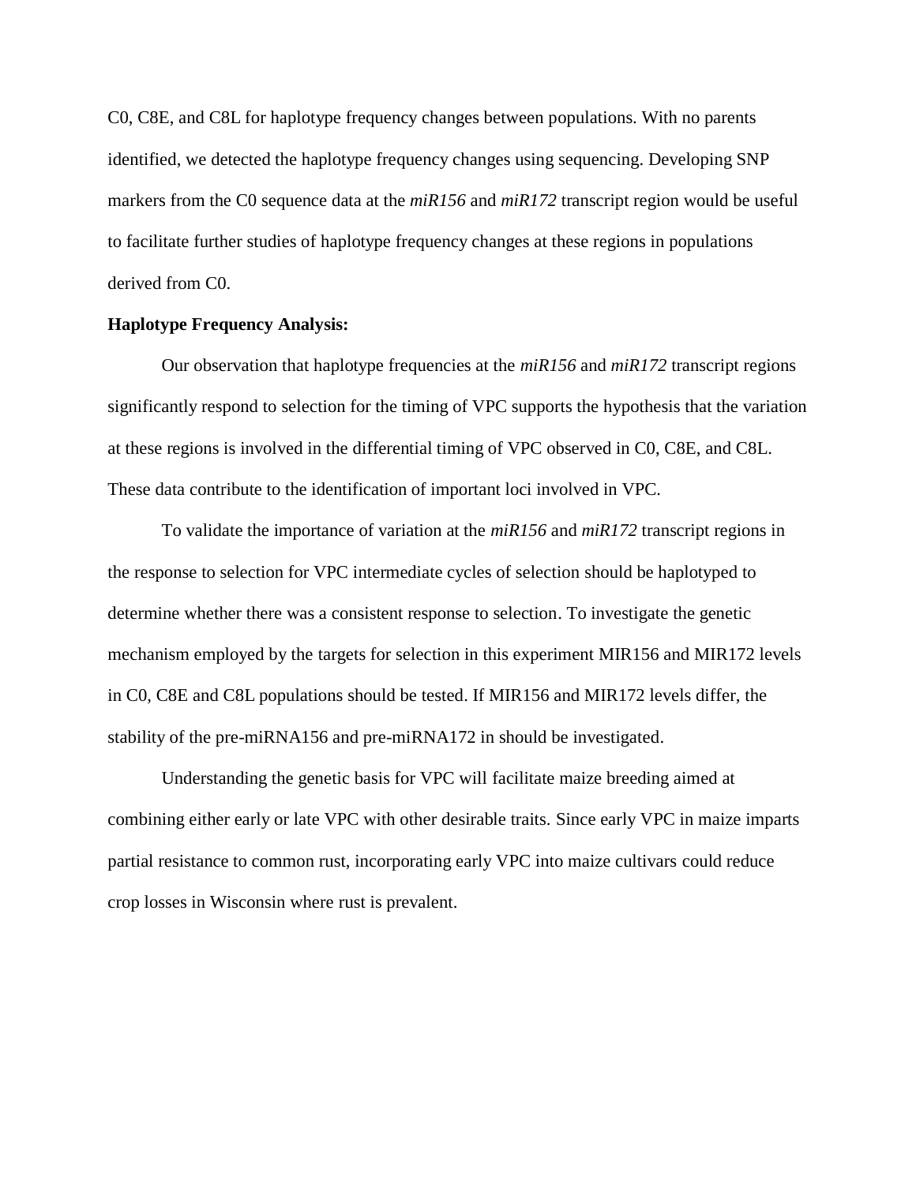C0, C8E, and C8L for haplotype frequency changes between populations. With no parents identified, we detected the haplotype frequency changes using sequencing. Developing SNP markers from the C0 sequence data at the *miR156* and *miR172* transcript region would be useful to facilitate further studies of haplotype frequency changes at these regions in populations derived from C0.

**Haplotype Frequency Analysis:**

Our observation that haplotype frequencies at the *miR156* and *miR172* transcript regions significantly respond to selection for the timing of VPC supports the hypothesis that the variation at these regions is involved in the differential timing of VPC observed in C0, C8E, and C8L. These data contribute to the identification of important loci involved in VPC.

To validate the importance of variation at the *miR156* and *miR172* transcript regions in the response to selection for VPC intermediate cycles of selection should be haplotyped to determine whether there was a consistent response to selection. To investigate the genetic mechanism employed by the targets for selection in this experiment MIR156 and MIR172 levels in C0, C8E and C8L populations should be tested. If MIR156 and MIR172 levels differ, the stability of the pre-miRNA156 and pre-miRNA172 in should be investigated.

Understanding the genetic basis for VPC will facilitate maize breeding aimed at combining either early or late VPC with other desirable traits. Since early VPC in maize imparts partial resistance to common rust, incorporating early VPC into maize cultivars could reduce crop losses in Wisconsin where rust is prevalent.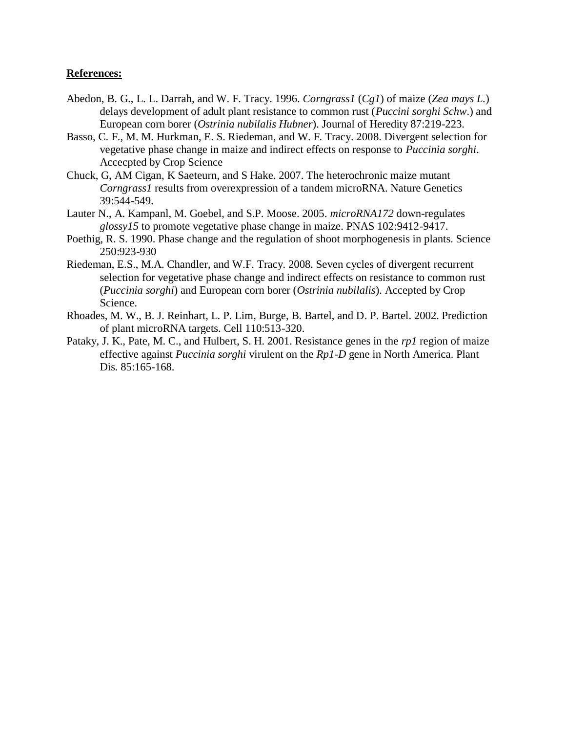**References:**

Abedon, B. G., L. L. Darrah, and W. F. Tracy. 1996. *Corngrass1* (*Cg1*) of maize (*Zea mays L.*) delays development of adult plant resistance to common rust (*Puccini sorghi Schw*.) and European corn borer (*Ostrinia nubilalis Hubner*). Journal of Heredity 87:219-223.

Basso, C. F., M. M. Hurkman, E. S. Riedeman, and W. F. Tracy. 2008. Divergent selection for vegetative phase change in maize and indirect effects on response to *Puccinia sorghi*. Accecpted by Crop Science

Chuck, G, AM Cigan, K Saeteurn, and S Hake. 2007. The heterochronic maize mutant *Corngrass1* results from overexpression of a tandem microRNA. Nature Genetics 39:544-549.

Lauter N., A. Kampanl, M. Goebel, and S.P. Moose. 2005. *microRNA172* down-regulates *glossy15* to promote vegetative phase change in maize. PNAS 102:9412-9417.

Poethig, R. S. 1990. Phase change and the regulation of shoot morphogenesis in plants. Science 250:923-930

Riedeman, E.S., M.A. Chandler, and W.F. Tracy. 2008. Seven cycles of divergent recurrent selection for vegetative phase change and indirect effects on resistance to common rust (*Puccinia sorghi*) and European corn borer (*Ostrinia nubilalis*). Accepted by Crop Science.

Rhoades, M. W., B. J. Reinhart, L. P. Lim, Burge, B. Bartel, and D. P. Bartel. 2002. Prediction of plant microRNA targets. Cell 110:513-320.

Pataky, J. K., Pate, M. C., and Hulbert, S. H. 2001. Resistance genes in the *rp1* region of maize effective against *Puccinia sorghi* virulent on the *Rp1-D* gene in North America. Plant Dis. 85:165-168.